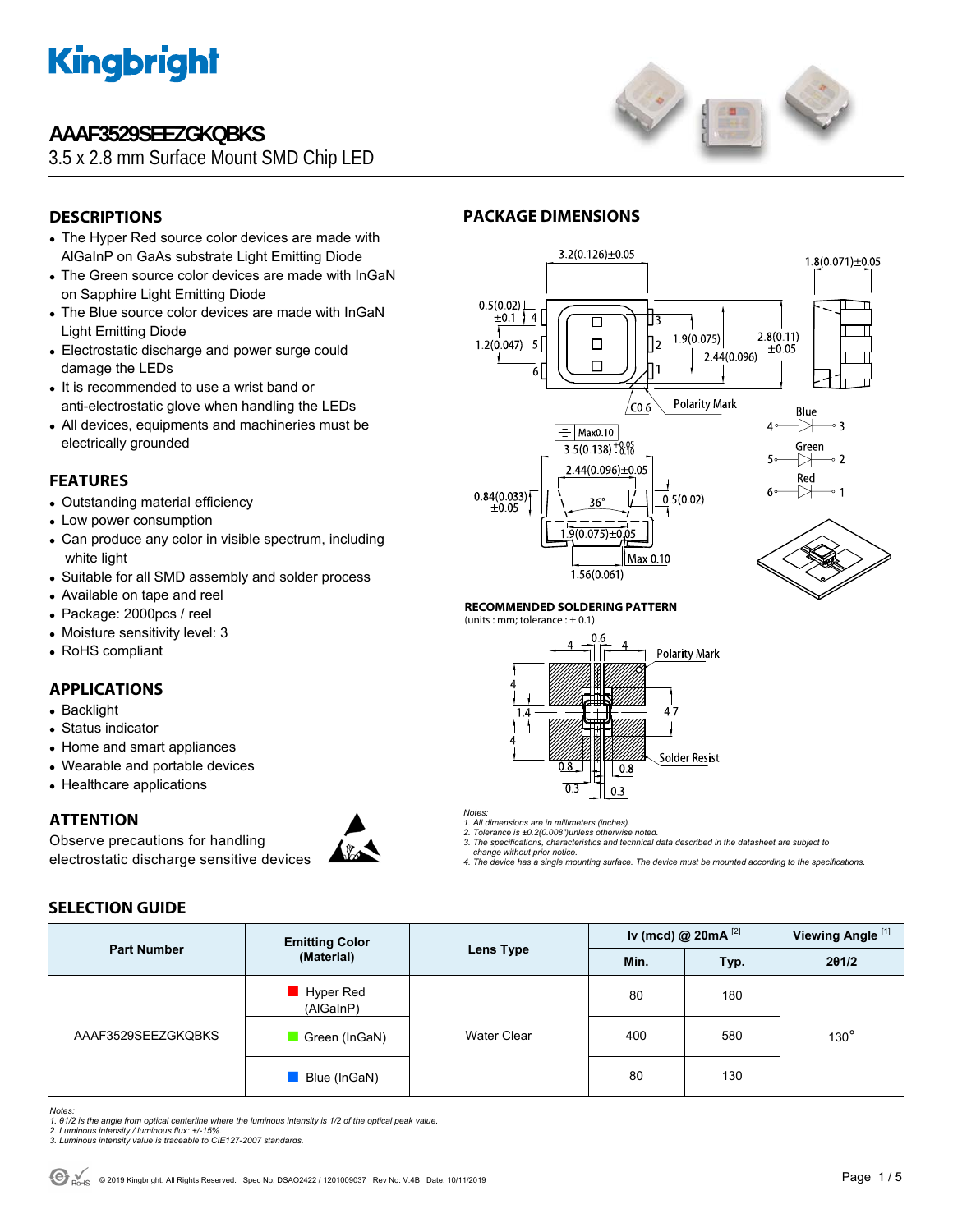# AAAF3529SEEZGKQBKS

3.5 x 2.8 mm Surface Mount SMD Chip LED

## DESCRIPTIONS

- The Hyper Red source color devices are made with AlGaInP on GaAs substrate Light Emitting Diode
- The Green source color devices are made with InGaN on Sapphire Light Emitting Diode
- The Blue source color devices are made with InGaN Light Emitting Diode
- Electrostatic discharge and power surge could damage the LEDs
- It is recommended to use a wrist band or anti-electrostatic glove when handling the LEDs
- All devices, equipments and machineries must be electrically grounded

## FEATURES

- Outstanding material efficiency
- Low power consumption
- Can produce any color in visible spectrum, including white light
- Suitable for all SMD assembly and solder process
- Available on tape and reel
- Package: 2000pcs / reel
- Moisture sensitivity level: 3
- RoHS compliant

## APPLICATIONS

- Backlight
- Status indicator
- Home and smart appliances
- Wearable and portable devices
- Healthcare applications

## ATTENTION

Observe precautions for handling electrostatic discharge sensitive devices

## PACKAGE DIMENSIONS

### RECOMMENDED SOLDERING PATTERN

(units : mm; tolerance : ± 0.1)

*Notes:*
*1. All dimensions are in millimeters (inches).*
*2. Tolerance is ±0.2(0.008")unless otherwise noted.*
*3. The specifications, characteristics and technical data described in the datasheet are subject to change without prior notice.*
*4. The device has a single mounting surface. The device must be mounted according to the specifications.*

## SELECTION GUIDE

| Part Number | Emitting Color (Material) | Lens Type | Iv (mcd) @ 20mA [2] | | Viewing Angle [1] |
|---|---|---|---|---|---|
| | | | Min. | Typ. | 2θ1/2 |
| AAAF3529SEEZGKQBKS | Hyper Red (AlGaInP) | Water Clear | 80 | 180 | 130° |
| | Green (InGaN) | | 400 | 580 | |
| | Blue (InGaN) | | 80 | 130 | |

*Notes:*
*1. θ1/2 is the angle from optical centerline where the luminous intensity is 1/2 of the optical peak value.*
*2. Luminous intensity / luminous flux: +/-15%.*
*3. Luminous intensity value is traceable to CIE127-2007 standards.*

© 2019 Kingbright. All Rights Reserved. Spec No: DSAO2422 / 1201009037 Rev No: V.4B Date: 10/11/2019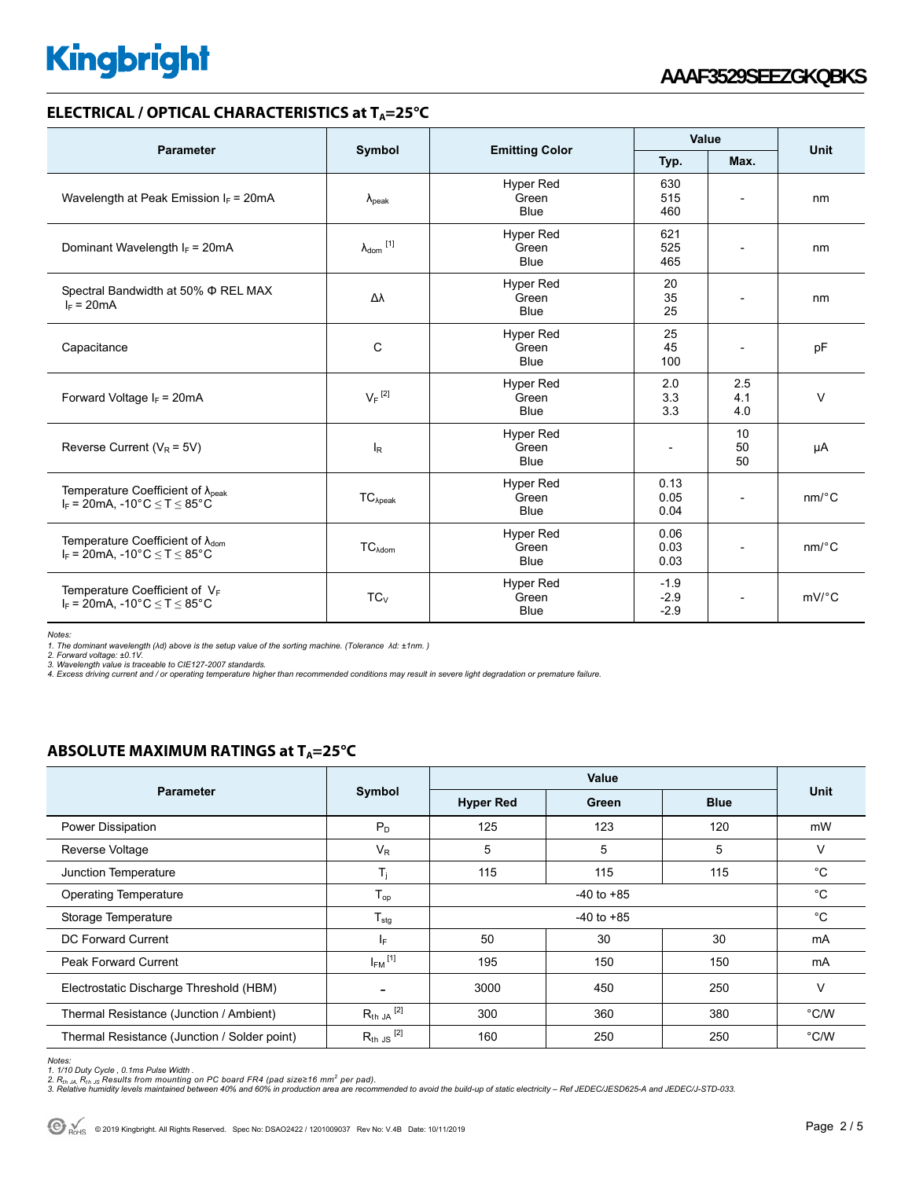## ELECTRICAL / OPTICAL CHARACTERISTICS at $T_A$=25°C

| Parameter | Symbol | Emitting Color | Value | | Unit |
|---|---|---|---|---|---|
| | | | Typ. | Max. | |
| Wavelength at Peak Emission $I_F$ = 20mA | $\lambda_{peak}$ | Hyper Red<br>Green<br>Blue | 630<br>515<br>460 | - | nm |
| Dominant Wavelength $I_F$ = 20mA | $\lambda_{dom}$ [1] | Hyper Red<br>Green<br>Blue | 621<br>525<br>465 | - | nm |
| Spectral Bandwidth at 50% Φ REL MAX<br>$I_F$ = 20mA | Δλ | Hyper Red<br>Green<br>Blue | 20<br>35<br>25 | - | nm |
| Capacitance | C | Hyper Red<br>Green<br>Blue | 25<br>45<br>100 | - | pF |
| Forward Voltage $I_F$ = 20mA | $V_F$ [2] | Hyper Red<br>Green<br>Blue | 2.0<br>3.3<br>3.3 | 2.5<br>4.1<br>4.0 | V |
| Reverse Current ($V_R$ = 5V) | $I_R$ | Hyper Red<br>Green<br>Blue | - | 10<br>50<br>50 | μA |
| Temperature Coefficient of $\lambda_{peak}$<br>$I_F$ = 20mA, -10°C ≤ T ≤ 85°C | $TC_{\lambda peak}$ | Hyper Red<br>Green<br>Blue | 0.13<br>0.05<br>0.04 | - | nm/°C |
| Temperature Coefficient of $\lambda_{dom}$<br>$I_F$ = 20mA, -10°C ≤ T ≤ 85°C | $TC_{\lambda dom}$ | Hyper Red<br>Green<br>Blue | 0.06<br>0.03<br>0.03 | - | nm/°C |
| Temperature Coefficient of $V_F$<br>$I_F$ = 20mA, -10°C ≤ T ≤ 85°C | $TC_V$ | Hyper Red<br>Green<br>Blue | -1.9<br>-2.9<br>-2.9 | - | mV/°C |

*Notes:*
*1. The dominant wavelength (λd) above is the setup value of the sorting machine. (Tolerance λd: ±1nm. )*
*2. Forward voltage: ±0.1V.*
*3. Wavelength value is traceable to CIE127-2007 standards.*
*4. Excess driving current and / or operating temperature higher than recommended conditions may result in severe light degradation or premature failure.*

## ABSOLUTE MAXIMUM RATINGS at $T_A$=25°C

| Parameter | Symbol | Value | | | Unit |
|---|---|---|---|---|---|
| | | Hyper Red | Green | Blue | |
| Power Dissipation | $P_D$ | 125 | 123 | 120 | mW |
| Reverse Voltage | $V_R$ | 5 | 5 | 5 | V |
| Junction Temperature | $T_j$ | 115 | 115 | 115 | °C |
| Operating Temperature | $T_{op}$ | -40 to +85 | | | °C |
| Storage Temperature | $T_{stg}$ | -40 to +85 | | | °C |
| DC Forward Current | $I_F$ | 50 | 30 | 30 | mA |
| Peak Forward Current | $I_{FM}$ [1] | 195 | 150 | 150 | mA |
| Electrostatic Discharge Threshold (HBM) | - | 3000 | 450 | 250 | V |
| Thermal Resistance (Junction / Ambient) | $R_{th\ JA}$ [2] | 300 | 360 | 380 | °C/W |
| Thermal Resistance (Junction / Solder point) | $R_{th\ JS}$ [2] | 160 | 250 | 250 | °C/W |

*Notes:*
*1. 1/10 Duty Cycle , 0.1ms Pulse Width .*
*2. $R_{th\ JA}$, $R_{th\ JS}$ Results from mounting on PC board FR4 (pad size≥16 mm$^2$ per pad).*
*3. Relative humidity levels maintained between 40% and 60% in production area are recommended to avoid the build-up of static electricity – Ref JEDEC/JESD625-A and JEDEC/J-STD-033.*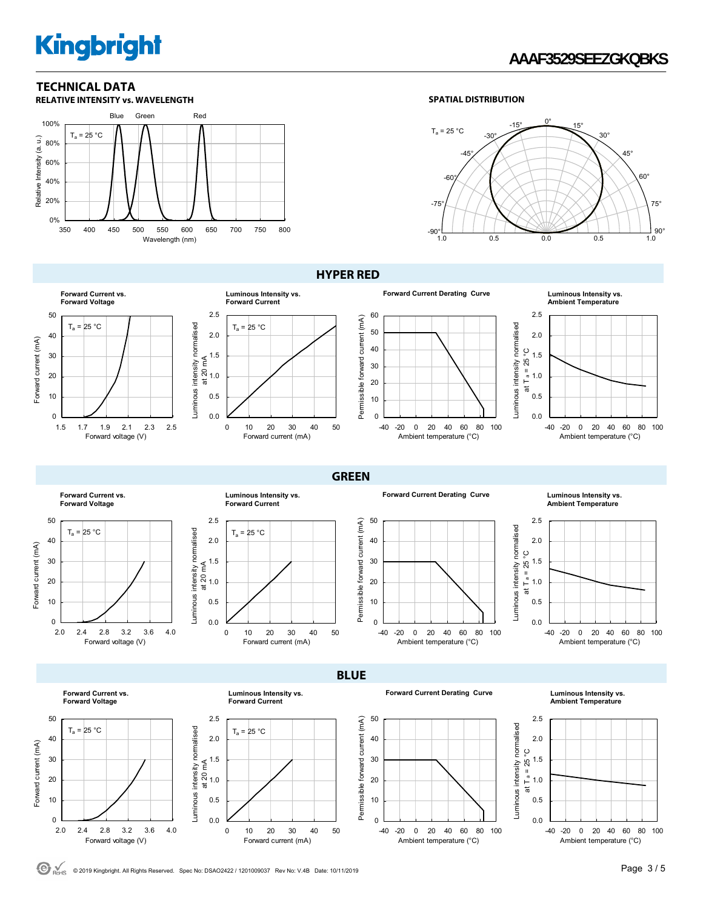## TECHNICAL DATA

### RELATIVE INTENSITY vs. WAVELENGTH

Blue Green Red

$T_a$ = 25 °C

Relative Intensity (a. u.)

Wavelength (nm)

### SPATIAL DISTRIBUTION

$T_a$ = 25 °C

## HYPER RED

**Forward Current vs. Forward Voltage**

$T_a$ = 25 °C

Forward current (mA)

Forward voltage (V)

**Luminous Intensity vs. Forward Current**

$T_a$ = 25 °C

Luminous intensity normalised at 20 mA

Forward current (mA)

**Forward Current Derating Curve**

Permissible forward current (mA)

Ambient temperature (°C)

**Luminous Intensity vs. Ambient Temperature**

Luminous intensity normalised at $T_a$ = 25 °C

Ambient temperature (°C)

## GREEN

**Forward Current vs. Forward Voltage**

$T_a$ = 25 °C

Forward current (mA)

Forward voltage (V)

**Luminous Intensity vs. Forward Current**

$T_a$ = 25 °C

Luminous intensity normalised at 20 mA

Forward current (mA)

**Forward Current Derating Curve**

Permissible forward current (mA)

Ambient temperature (°C)

**Luminous Intensity vs. Ambient Temperature**

Luminous intensity normalised at $T_a$ = 25 °C

Ambient temperature (°C)

## BLUE

**Forward Current vs. Forward Voltage**

$T_a$ = 25 °C

Forward current (mA)

Forward voltage (V)

**Luminous Intensity vs. Forward Current**

$T_a$ = 25 °C

Luminous intensity normalised at 20 mA

Forward current (mA)

**Forward Current Derating Curve**

Permissible forward current (mA)

Ambient temperature (°C)

**Luminous Intensity vs. Ambient Temperature**

Luminous intensity normalised at $T_a$ = 25 °C

Ambient temperature (°C)

© 2019 Kingbright. All Rights Reserved. Spec No: DSAO2422 / 1201009037 Rev No: V.4B Date: 10/11/2019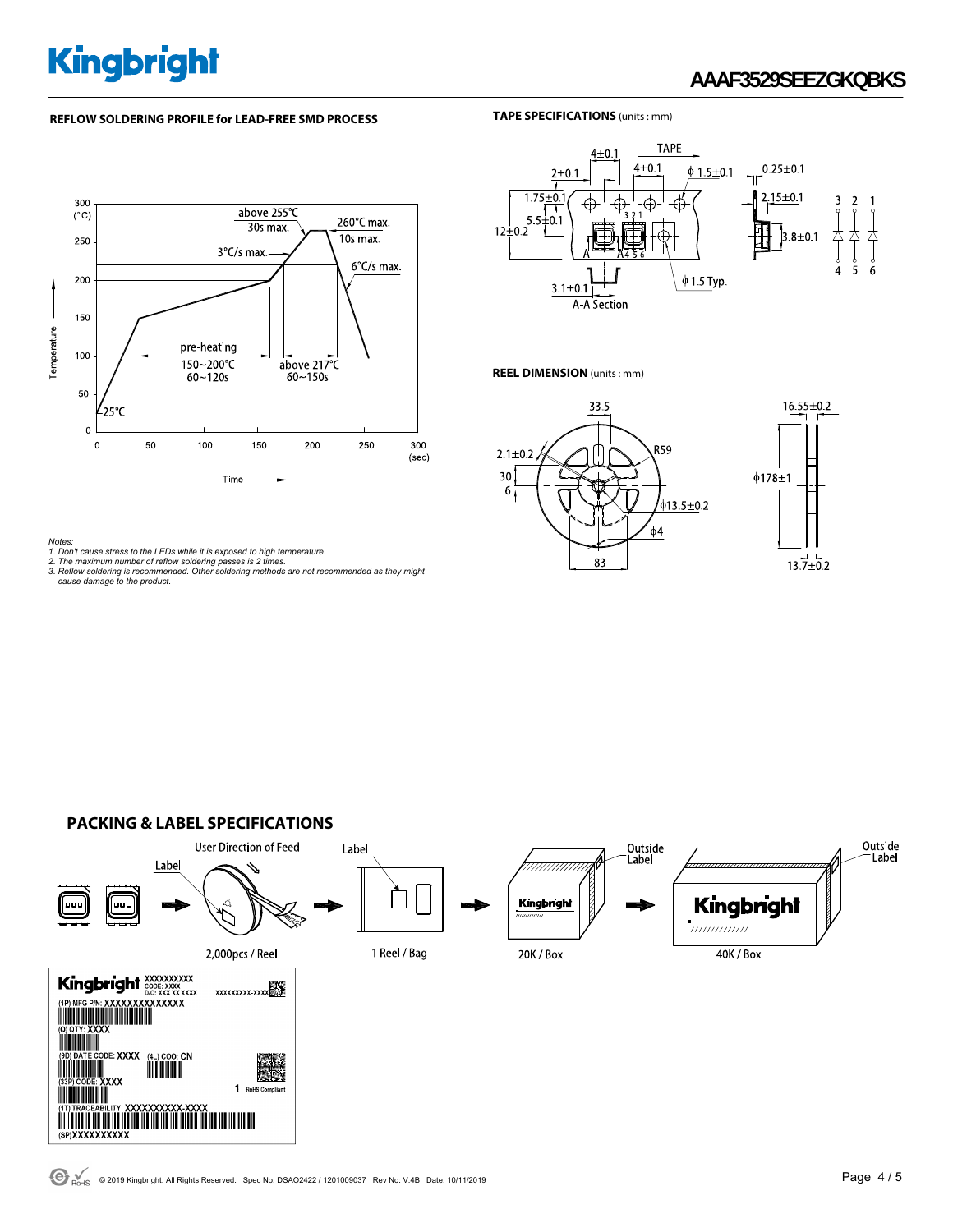## REFLOW SOLDERING PROFILE for LEAD-FREE SMD PROCESS

Notes:
1. Don't cause stress to the LEDs while it is exposed to high temperature.
2. The maximum number of reflow soldering passes is 2 times.
3. Reflow soldering is recommended. Other soldering methods are not recommended as they might cause damage to the product.

## TAPE SPECIFICATIONS (units : mm)

## REEL DIMENSION (units : mm)

## PACKING & LABEL SPECIFICATIONS

2,000pcs / Reel

1 Reel / Bag

20K / Box

40K / Box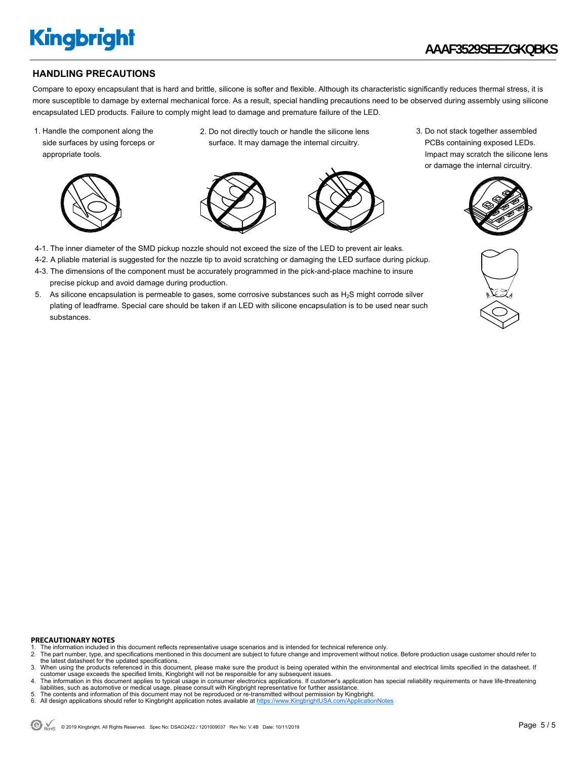## HANDLING PRECAUTIONS

Compare to epoxy encapsulant that is hard and brittle, silicone is softer and flexible. Although its characteristic significantly reduces thermal stress, it is more susceptible to damage by external mechanical force. As a result, special handling precautions need to be observed during assembly using silicone encapsulated LED products. Failure to comply might lead to damage and premature failure of the LED.

1. Handle the component along the side surfaces by using forceps or appropriate tools.
2. Do not directly touch or handle the silicone lens surface. It may damage the internal circuitry.
3. Do not stack together assembled PCBs containing exposed LEDs. Impact may scratch the silicone lens or damage the internal circuitry.

4-1. The inner diameter of the SMD pickup nozzle should not exceed the size of the LED to prevent air leaks.

4-2. A pliable material is suggested for the nozzle tip to avoid scratching or damaging the LED surface during pickup.

4-3. The dimensions of the component must be accurately programmed in the pick-and-place machine to insure precise pickup and avoid damage during production.

5. As silicone encapsulation is permeable to gases, some corrosive substances such as $H_2S$ might corrode silver plating of leadframe. Special care should be taken if an LED with silicone encapsulation is to be used near such substances.

**PRECAUTIONARY NOTES**

1. The information included in this document reflects representative usage scenarios and is intended for technical reference only.
2. The part number, type, and specifications mentioned in this document are subject to future change and improvement without notice. Before production usage customer should refer to the latest datasheet for the updated specifications.
3. When using the products referenced in this document, please make sure the product is being operated within the environmental and electrical limits specified in the datasheet. If customer usage exceeds the specified limits, Kingbright will not be responsible for any subsequent issues.
4. The information in this document applies to typical usage in consumer electronics applications. If customer's application has special reliability requirements or have life-threatening liabilities, such as automotive or medical usage, please consult with Kingbright representative for further assistance.
5. The contents and information of this document may not be reproduced or re-transmitted without permission by Kingbright.
6. All design applications should refer to Kingbright application notes available at https://www.KingbrightUSA.com/ApplicationNotes